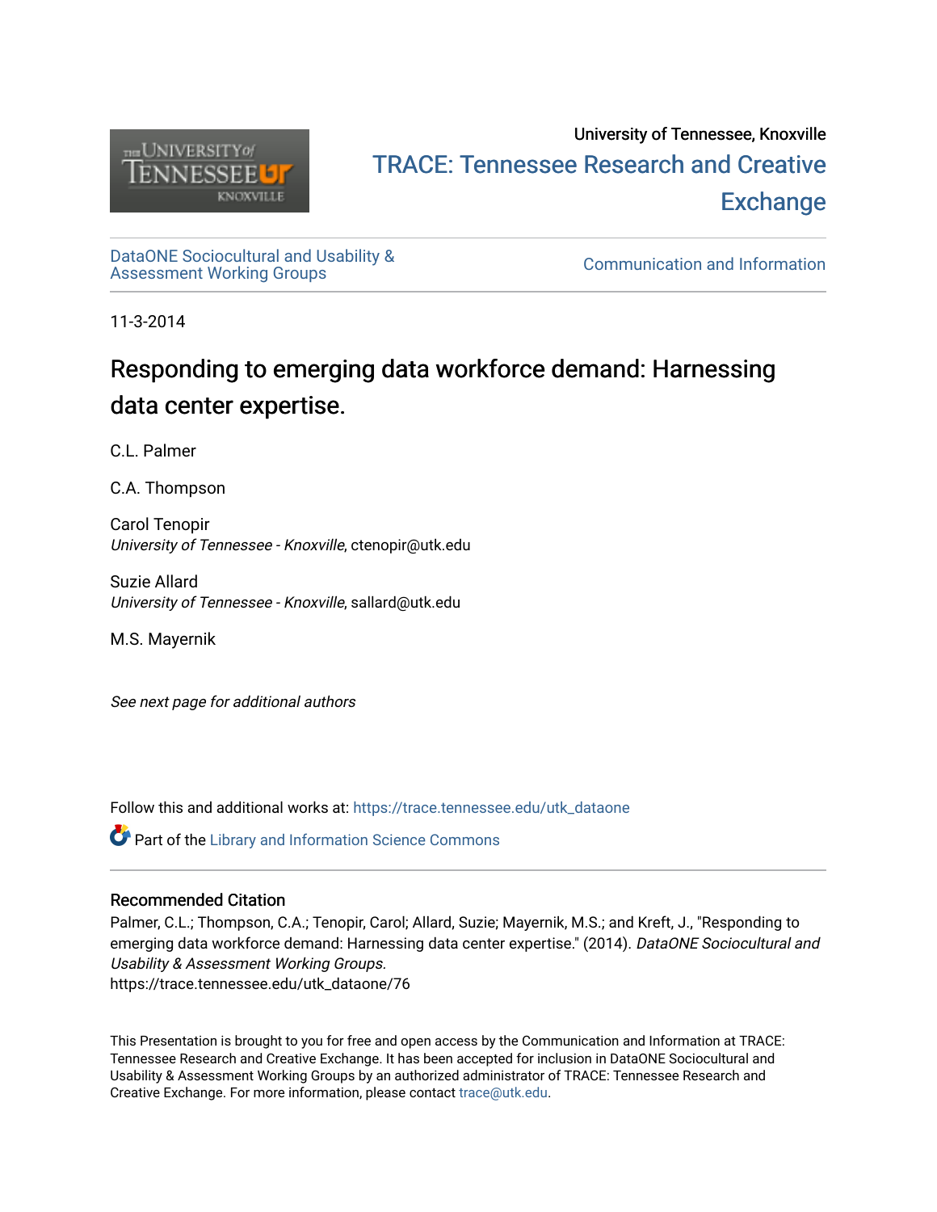University of Tennessee, Knoxville

TRACE: Tennessee Research and Creative Exchange

DataONE Sociocultural and Usability & Assessment Working Groups

Communication and Information

11-3-2014

# Responding to emerging data workforce demand: Harnessing data center expertise.

C.L. Palmer

C.A. Thompson

Carol Tenopir
*University of Tennessee - Knoxville*, ctenopir@utk.edu

Suzie Allard
*University of Tennessee - Knoxville*, sallard@utk.edu

M.S. Mayernik

*See next page for additional authors*

Follow this and additional works at: https://trace.tennessee.edu/utk_dataone

Part of the Library and Information Science Commons

### Recommended Citation

Palmer, C.L.; Thompson, C.A.; Tenopir, Carol; Allard, Suzie; Mayernik, M.S.; and Kreft, J., "Responding to emerging data workforce demand: Harnessing data center expertise." (2014). *DataONE Sociocultural and Usability & Assessment Working Groups.*
https://trace.tennessee.edu/utk_dataone/76

This Presentation is brought to you for free and open access by the Communication and Information at TRACE: Tennessee Research and Creative Exchange. It has been accepted for inclusion in DataONE Sociocultural and Usability & Assessment Working Groups by an authorized administrator of TRACE: Tennessee Research and Creative Exchange. For more information, please contact trace@utk.edu.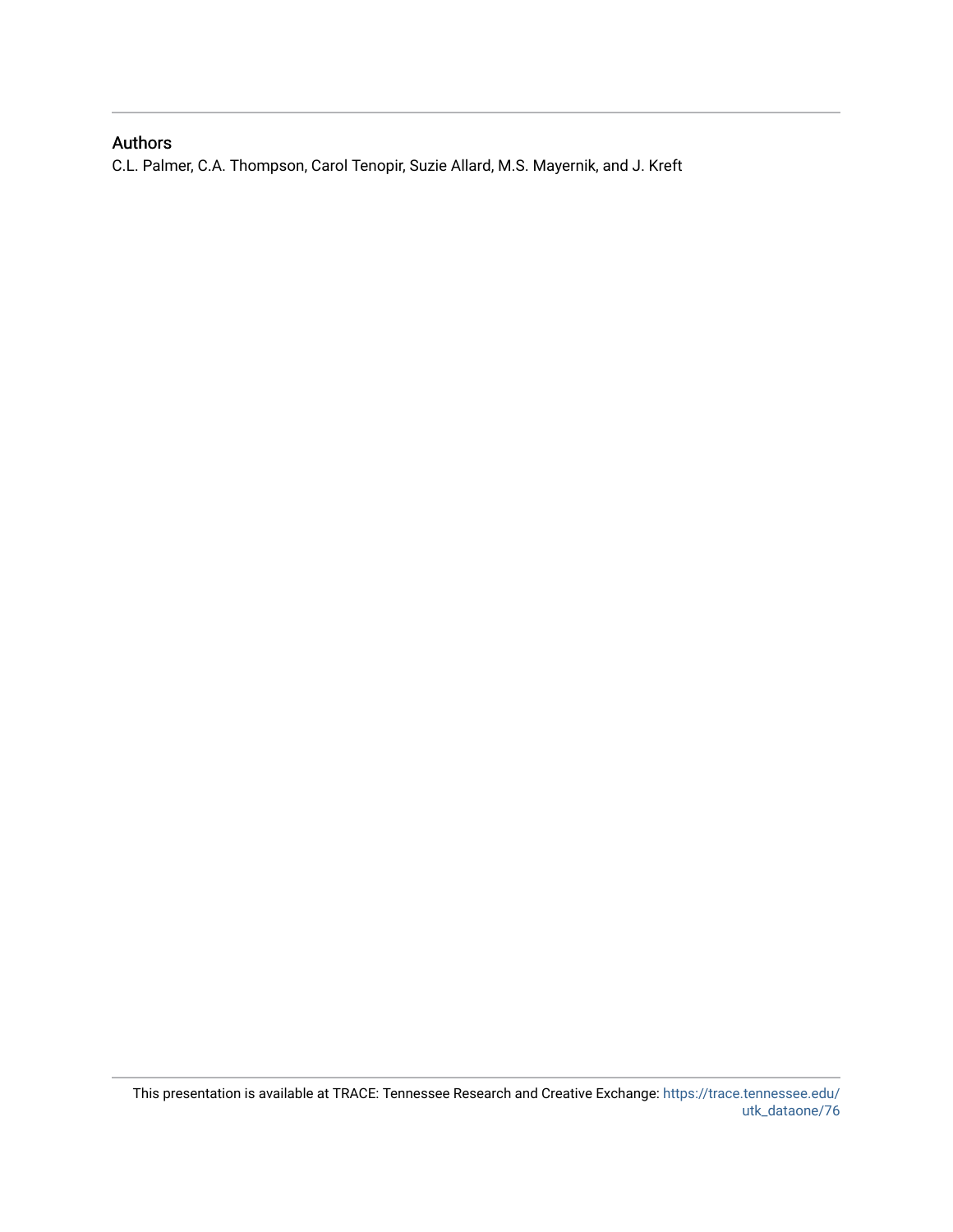## Authors

C.L. Palmer, C.A. Thompson, Carol Tenopir, Suzie Allard, M.S. Mayernik, and J. Kreft

This presentation is available at TRACE: Tennessee Research and Creative Exchange: https://trace.tennessee.edu/utk_dataone/76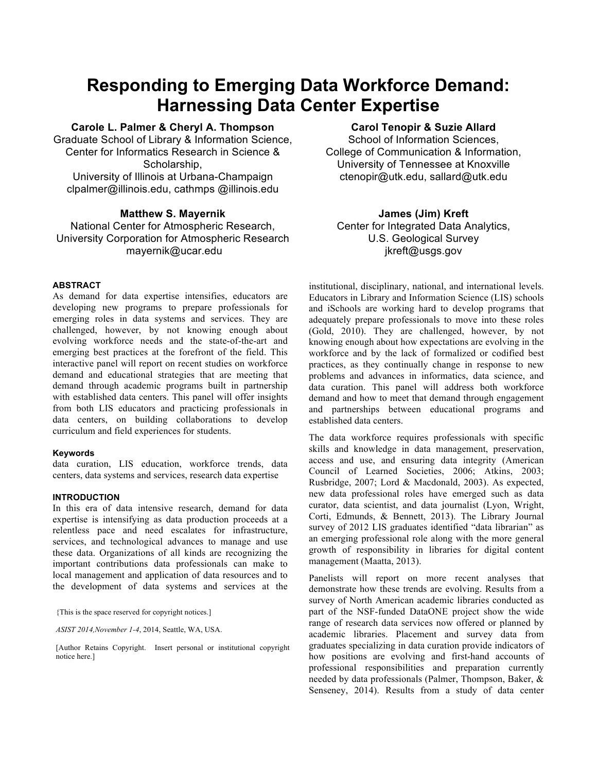# Responding to Emerging Data Workforce Demand: Harnessing Data Center Expertise

**Carole L. Palmer & Cheryl A. Thompson**
Graduate School of Library & Information Science,
Center for Informatics Research in Science & Scholarship,
University of Illinois at Urbana-Champaign
clpalmer@illinois.edu, cathmps @illinois.edu

**Carol Tenopir & Suzie Allard**
School of Information Sciences,
College of Communication & Information,
University of Tennessee at Knoxville
ctenopir@utk.edu, sallard@utk.edu

**Matthew S. Mayernik**
National Center for Atmospheric Research,
University Corporation for Atmospheric Research
mayernik@ucar.edu

**James (Jim) Kreft**
Center for Integrated Data Analytics,
U.S. Geological Survey
jkreft@usgs.gov

#### ABSTRACT

As demand for data expertise intensifies, educators are developing new programs to prepare professionals for emerging roles in data systems and services. They are challenged, however, by not knowing enough about evolving workforce needs and the state-of-the-art and emerging best practices at the forefront of the field. This interactive panel will report on recent studies on workforce demand and educational strategies that are meeting that demand through academic programs built in partnership with established data centers. This panel will offer insights from both LIS educators and practicing professionals in data centers, on building collaborations to develop curriculum and field experiences for students.

#### Keywords

data curation, LIS education, workforce trends, data centers, data systems and services, research data expertise

#### INTRODUCTION

In this era of data intensive research, demand for data expertise is intensifying as data production proceeds at a relentless pace and need escalates for infrastructure, services, and technological advances to manage and use these data. Organizations of all kinds are recognizing the important contributions data professionals can make to local management and application of data resources and to the development of data systems and services at the institutional, disciplinary, national, and international levels. Educators in Library and Information Science (LIS) schools and iSchools are working hard to develop programs that adequately prepare professionals to move into these roles (Gold, 2010). They are challenged, however, by not knowing enough about how expectations are evolving in the workforce and by the lack of formalized or codified best practices, as they continually change in response to new problems and advances in informatics, data science, and data curation. This panel will address both workforce demand and how to meet that demand through engagement and partnerships between educational programs and established data centers.

The data workforce requires professionals with specific skills and knowledge in data management, preservation, access and use, and ensuring data integrity (American Council of Learned Societies, 2006; Atkins, 2003; Rusbridge, 2007; Lord & Macdonald, 2003). As expected, new data professional roles have emerged such as data curator, data scientist, and data journalist (Lyon, Wright, Corti, Edmunds, & Bennett, 2013). The Library Journal survey of 2012 LIS graduates identified "data librarian" as an emerging professional role along with the more general growth of responsibility in libraries for digital content management (Maatta, 2013).

Panelists will report on more recent analyses that demonstrate how these trends are evolving. Results from a survey of North American academic libraries conducted as part of the NSF-funded DataONE project show the wide range of research data services now offered or planned by academic libraries. Placement and survey data from graduates specializing in data curation provide indicators of how positions are evolving and first-hand accounts of professional responsibilities and preparation currently needed by data professionals (Palmer, Thompson, Baker, & Senseney, 2014). Results from a study of data center

{This is the space reserved for copyright notices.}

*ASIST 2014,November 1-4*, 2014, Seattle, WA, USA.

[Author Retains Copyright. Insert personal or institutional copyright notice here.]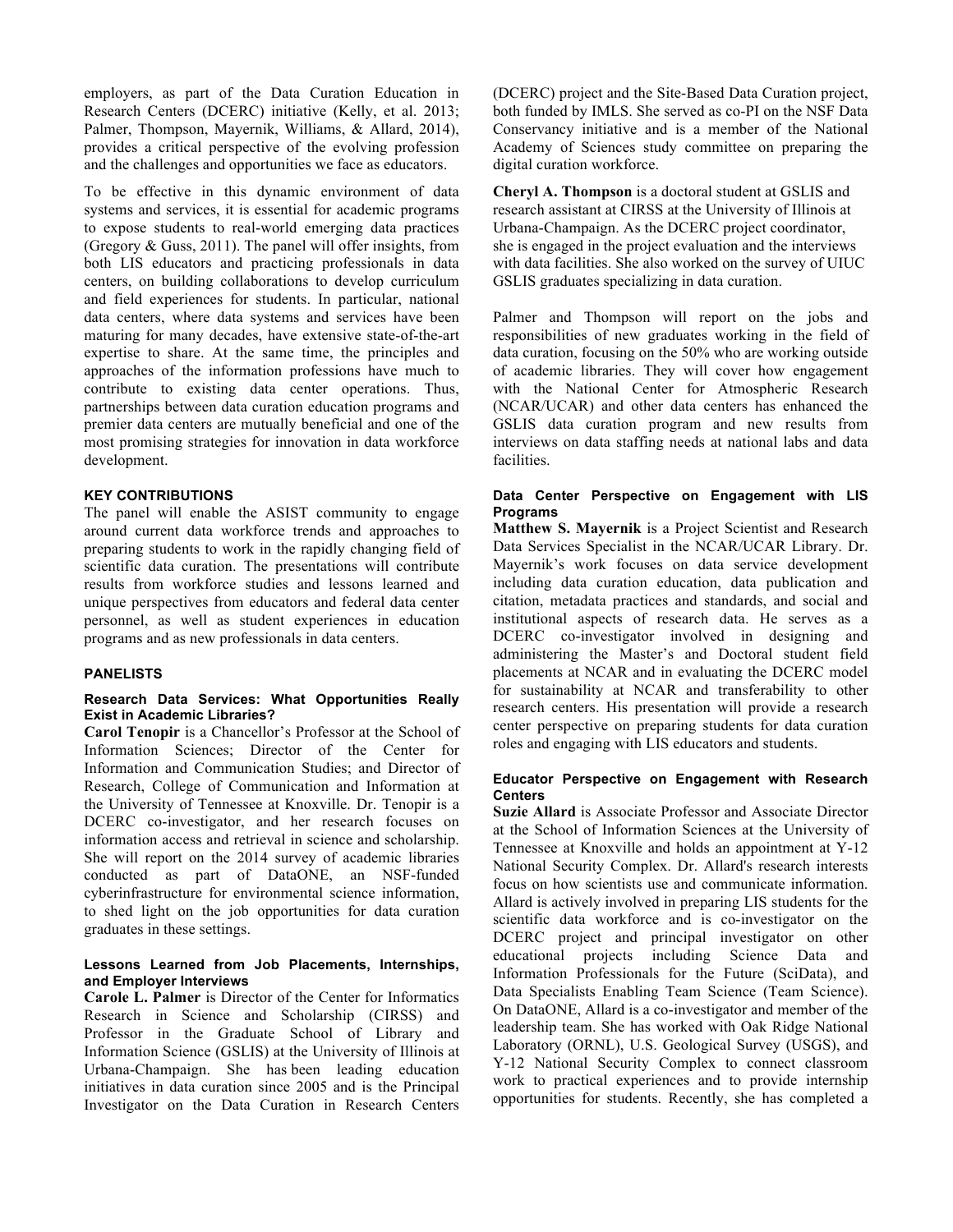employers, as part of the Data Curation Education in Research Centers (DCERC) initiative (Kelly, et al. 2013; Palmer, Thompson, Mayernik, Williams, & Allard, 2014), provides a critical perspective of the evolving profession and the challenges and opportunities we face as educators.

To be effective in this dynamic environment of data systems and services, it is essential for academic programs to expose students to real-world emerging data practices (Gregory & Guss, 2011). The panel will offer insights, from both LIS educators and practicing professionals in data centers, on building collaborations to develop curriculum and field experiences for students. In particular, national data centers, where data systems and services have been maturing for many decades, have extensive state-of-the-art expertise to share. At the same time, the principles and approaches of the information professions have much to contribute to existing data center operations. Thus, partnerships between data curation education programs and premier data centers are mutually beneficial and one of the most promising strategies for innovation in data workforce development.

## KEY CONTRIBUTIONS

The panel will enable the ASIST community to engage around current data workforce trends and approaches to preparing students to work in the rapidly changing field of scientific data curation. The presentations will contribute results from workforce studies and lessons learned and unique perspectives from educators and federal data center personnel, as well as student experiences in education programs and as new professionals in data centers.

## PANELISTS

### Research Data Services: What Opportunities Really Exist in Academic Libraries?

**Carol Tenopir** is a Chancellor's Professor at the School of Information Sciences; Director of the Center for Information and Communication Studies; and Director of Research, College of Communication and Information at the University of Tennessee at Knoxville. Dr. Tenopir is a DCERC co-investigator, and her research focuses on information access and retrieval in science and scholarship. She will report on the 2014 survey of academic libraries conducted as part of DataONE, an NSF-funded cyberinfrastructure for environmental science information, to shed light on the job opportunities for data curation graduates in these settings.

### Lessons Learned from Job Placements, Internships, and Employer Interviews

**Carole L. Palmer** is Director of the Center for Informatics Research in Science and Scholarship (CIRSS) and Professor in the Graduate School of Library and Information Science (GSLIS) at the University of Illinois at Urbana-Champaign. She has been leading education initiatives in data curation since 2005 and is the Principal Investigator on the Data Curation in Research Centers (DCERC) project and the Site-Based Data Curation project, both funded by IMLS. She served as co-PI on the NSF Data Conservancy initiative and is a member of the National Academy of Sciences study committee on preparing the digital curation workforce.

**Cheryl A. Thompson** is a doctoral student at GSLIS and research assistant at CIRSS at the University of Illinois at Urbana-Champaign. As the DCERC project coordinator, she is engaged in the project evaluation and the interviews with data facilities. She also worked on the survey of UIUC GSLIS graduates specializing in data curation.

Palmer and Thompson will report on the jobs and responsibilities of new graduates working in the field of data curation, focusing on the 50% who are working outside of academic libraries. They will cover how engagement with the National Center for Atmospheric Research (NCAR/UCAR) and other data centers has enhanced the GSLIS data curation program and new results from interviews on data staffing needs at national labs and data facilities.

### Data Center Perspective on Engagement with LIS Programs

**Matthew S. Mayernik** is a Project Scientist and Research Data Services Specialist in the NCAR/UCAR Library. Dr. Mayernik's work focuses on data service development including data curation education, data publication and citation, metadata practices and standards, and social and institutional aspects of research data. He serves as a DCERC co-investigator involved in designing and administering the Master's and Doctoral student field placements at NCAR and in evaluating the DCERC model for sustainability at NCAR and transferability to other research centers. His presentation will provide a research center perspective on preparing students for data curation roles and engaging with LIS educators and students.

### Educator Perspective on Engagement with Research Centers

**Suzie Allard** is Associate Professor and Associate Director at the School of Information Sciences at the University of Tennessee at Knoxville and holds an appointment at Y-12 National Security Complex. Dr. Allard's research interests focus on how scientists use and communicate information. Allard is actively involved in preparing LIS students for the scientific data workforce and is co-investigator on the DCERC project and principal investigator on other educational projects including Science Data and Information Professionals for the Future (SciData), and Data Specialists Enabling Team Science (Team Science). On DataONE, Allard is a co-investigator and member of the leadership team. She has worked with Oak Ridge National Laboratory (ORNL), U.S. Geological Survey (USGS), and Y-12 National Security Complex to connect classroom work to practical experiences and to provide internship opportunities for students. Recently, she has completed a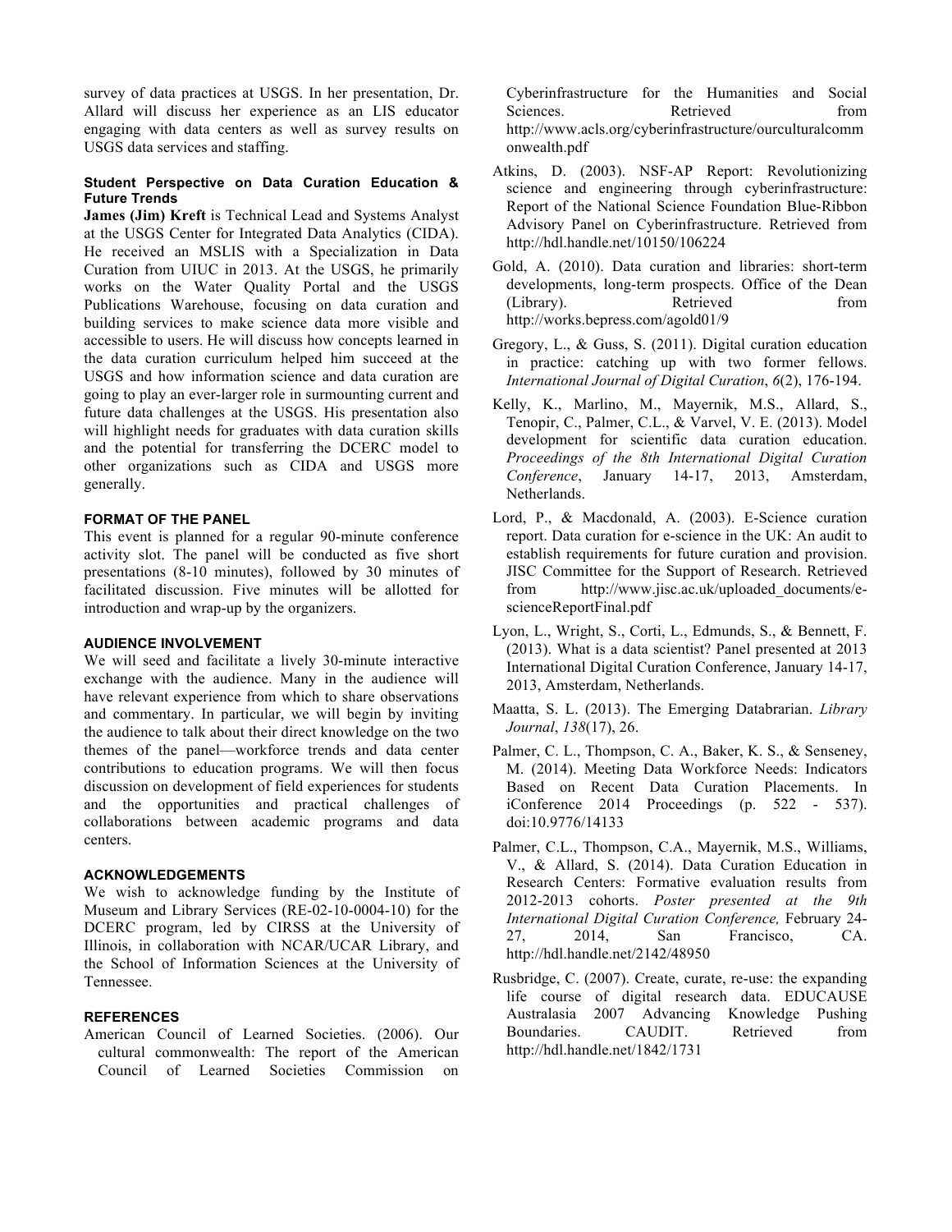survey of data practices at USGS. In her presentation, Dr. Allard will discuss her experience as an LIS educator engaging with data centers as well as survey results on USGS data services and staffing.

#### Student Perspective on Data Curation Education & Future Trends

**James (Jim) Kreft** is Technical Lead and Systems Analyst at the USGS Center for Integrated Data Analytics (CIDA). He received an MSLIS with a Specialization in Data Curation from UIUC in 2013. At the USGS, he primarily works on the Water Quality Portal and the USGS Publications Warehouse, focusing on data curation and building services to make science data more visible and accessible to users. He will discuss how concepts learned in the data curation curriculum helped him succeed at the USGS and how information science and data curation are going to play an ever-larger role in surmounting current and future data challenges at the USGS. His presentation also will highlight needs for graduates with data curation skills and the potential for transferring the DCERC model to other organizations such as CIDA and USGS more generally.

## FORMAT OF THE PANEL

This event is planned for a regular 90-minute conference activity slot. The panel will be conducted as five short presentations (8-10 minutes), followed by 30 minutes of facilitated discussion. Five minutes will be allotted for introduction and wrap-up by the organizers.

## AUDIENCE INVOLVEMENT

We will seed and facilitate a lively 30-minute interactive exchange with the audience. Many in the audience will have relevant experience from which to share observations and commentary. In particular, we will begin by inviting the audience to talk about their direct knowledge on the two themes of the panel—workforce trends and data center contributions to education programs. We will then focus discussion on development of field experiences for students and the opportunities and practical challenges of collaborations between academic programs and data centers.

## ACKNOWLEDGEMENTS

We wish to acknowledge funding by the Institute of Museum and Library Services (RE-02-10-0004-10) for the DCERC program, led by CIRSS at the University of Illinois, in collaboration with NCAR/UCAR Library, and the School of Information Sciences at the University of Tennessee.

## REFERENCES

American Council of Learned Societies. (2006). Our cultural commonwealth: The report of the American Council of Learned Societies Commission on Cyberinfrastructure for the Humanities and Social Sciences. Retrieved from http://www.acls.org/cyberinfrastructure/ourculturalcommonwealth.pdf

Atkins, D. (2003). NSF-AP Report: Revolutionizing science and engineering through cyberinfrastructure: Report of the National Science Foundation Blue-Ribbon Advisory Panel on Cyberinfrastructure. Retrieved from http://hdl.handle.net/10150/106224

Gold, A. (2010). Data curation and libraries: short-term developments, long-term prospects. Office of the Dean (Library). Retrieved from http://works.bepress.com/agold01/9

Gregory, L., & Guss, S. (2011). Digital curation education in practice: catching up with two former fellows. *International Journal of Digital Curation*, *6*(2), 176-194.

Kelly, K., Marlino, M., Mayernik, M.S., Allard, S., Tenopir, C., Palmer, C.L., & Varvel, V. E. (2013). Model development for scientific data curation education. *Proceedings of the 8th International Digital Curation Conference*, January 14-17, 2013, Amsterdam, Netherlands.

Lord, P., & Macdonald, A. (2003). E-Science curation report. Data curation for e-science in the UK: An audit to establish requirements for future curation and provision. JISC Committee for the Support of Research. Retrieved from http://www.jisc.ac.uk/uploaded_documents/e-scienceReportFinal.pdf

Lyon, L., Wright, S., Corti, L., Edmunds, S., & Bennett, F. (2013). What is a data scientist? Panel presented at 2013 International Digital Curation Conference, January 14-17, 2013, Amsterdam, Netherlands.

Maatta, S. L. (2013). The Emerging Databrarian. *Library Journal*, *138*(17), 26.

Palmer, C. L., Thompson, C. A., Baker, K. S., & Senseney, M. (2014). Meeting Data Workforce Needs: Indicators Based on Recent Data Curation Placements. In iConference 2014 Proceedings (p. 522 - 537). doi:10.9776/14133

Palmer, C.L., Thompson, C.A., Mayernik, M.S., Williams, V., & Allard, S. (2014). Data Curation Education in Research Centers: Formative evaluation results from 2012-2013 cohorts. *Poster presented at the 9th International Digital Curation Conference,* February 24-27, 2014, San Francisco, CA. http://hdl.handle.net/2142/48950

Rusbridge, C. (2007). Create, curate, re-use: the expanding life course of digital research data. EDUCAUSE Australasia 2007 Advancing Knowledge Pushing Boundaries. CAUDIT. Retrieved from http://hdl.handle.net/1842/1731